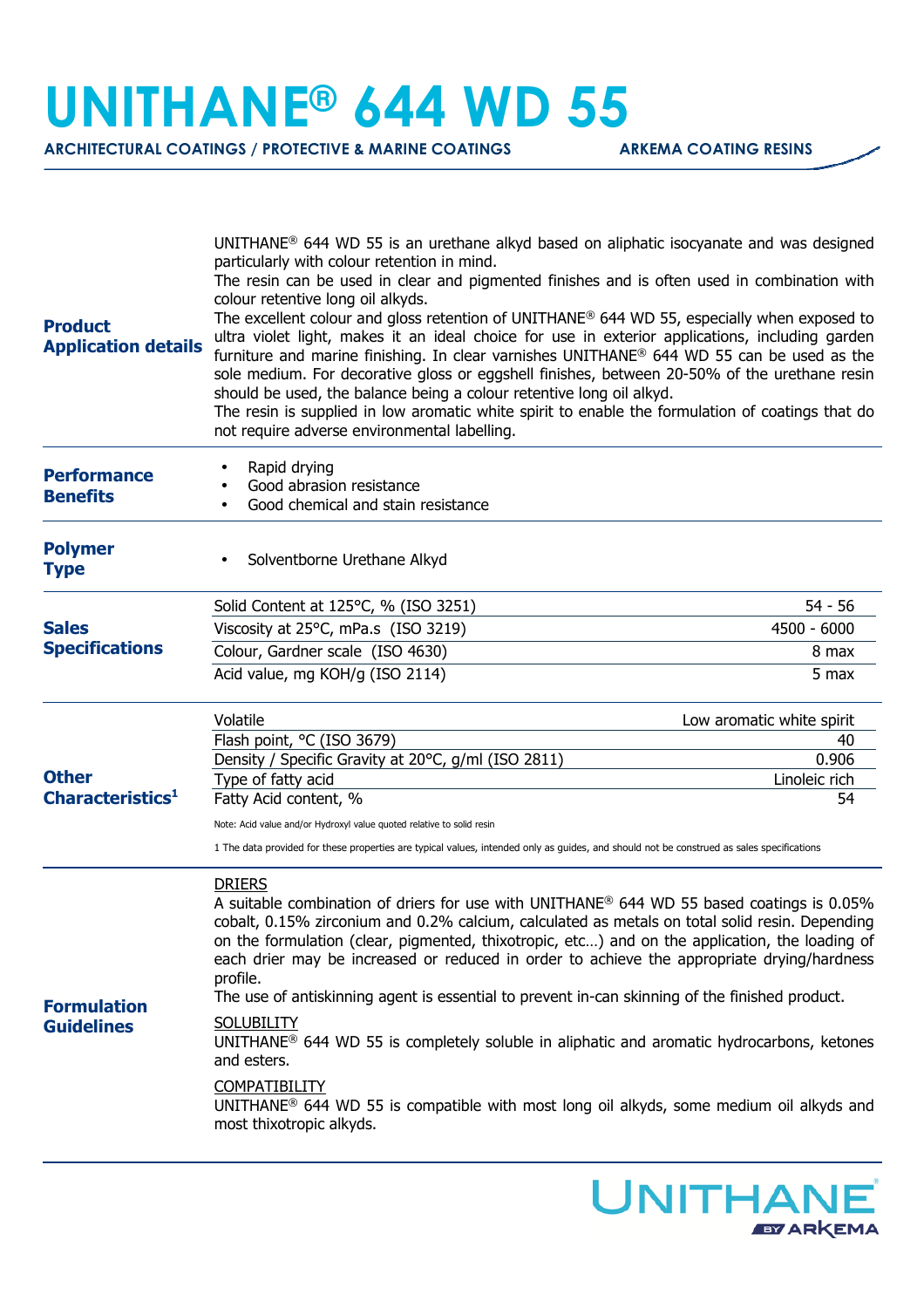# UNITHANE® 644 WD 55

**ARCHITECTURAL COATINGS / PROTECTIVE & MARINE COATINGS** | **ARKEMA COATING RESINS**

## Product Application details

UNITHANE® 644 WD 55 is an urethane alkyd based on aliphatic isocyanate and was designed particularly with colour retention in mind.

The resin can be used in clear and pigmented finishes and is often used in combination with colour retentive long oil alkyds.

The excellent colour and gloss retention of UNITHANE® 644 WD 55, especially when exposed to ultra violet light, makes it an ideal choice for use in exterior applications, including garden furniture and marine finishing. In clear varnishes UNITHANE® 644 WD 55 can be used as the sole medium. For decorative gloss or eggshell finishes, between 20-50% of the urethane resin should be used, the balance being a colour retentive long oil alkyd.

The resin is supplied in low aromatic white spirit to enable the formulation of coatings that do not require adverse environmental labelling.

## Performance Benefits

- Rapid drying
- Good abrasion resistance
- Good chemical and stain resistance

## Polymer Type

- Solventborne Urethane Alkyd

## Sales Specifications

| Property | Value |
|---|---|
| Solid Content at 125°C, % (ISO 3251) | 54 - 56 |
| Viscosity at 25°C, mPa.s (ISO 3219) | 4500 - 6000 |
| Colour, Gardner scale (ISO 4630) | 8 max |
| Acid value, mg KOH/g (ISO 2114) | 5 max |

## Other Characteristics[1]

| Property | Value |
|---|---|
| Volatile | Low aromatic white spirit |
| Flash point, °C (ISO 3679) | 40 |
| Density / Specific Gravity at 20°C, g/ml (ISO 2811) | 0.906 |
| Type of fatty acid | Linoleic rich |
| Fatty Acid content, % | 54 |

Note: Acid value and/or Hydroxyl value quoted relative to solid resin

1 The data provided for these properties are typical values, intended only as guides, and should not be construed as sales specifications

## Formulation Guidelines

DRIERS

A suitable combination of driers for use with UNITHANE® 644 WD 55 based coatings is 0.05% cobalt, 0.15% zirconium and 0.2% calcium, calculated as metals on total solid resin. Depending on the formulation (clear, pigmented, thixotropic, etc…) and on the application, the loading of each drier may be increased or reduced in order to achieve the appropriate drying/hardness profile.

The use of antiskinning agent is essential to prevent in-can skinning of the finished product.

SOLUBILITY

UNITHANE® 644 WD 55 is completely soluble in aliphatic and aromatic hydrocarbons, ketones and esters.

COMPATIBILITY

UNITHANE® 644 WD 55 is compatible with most long oil alkyds, some medium oil alkyds and most thixotropic alkyds.

UNITHANE BY ARKEMA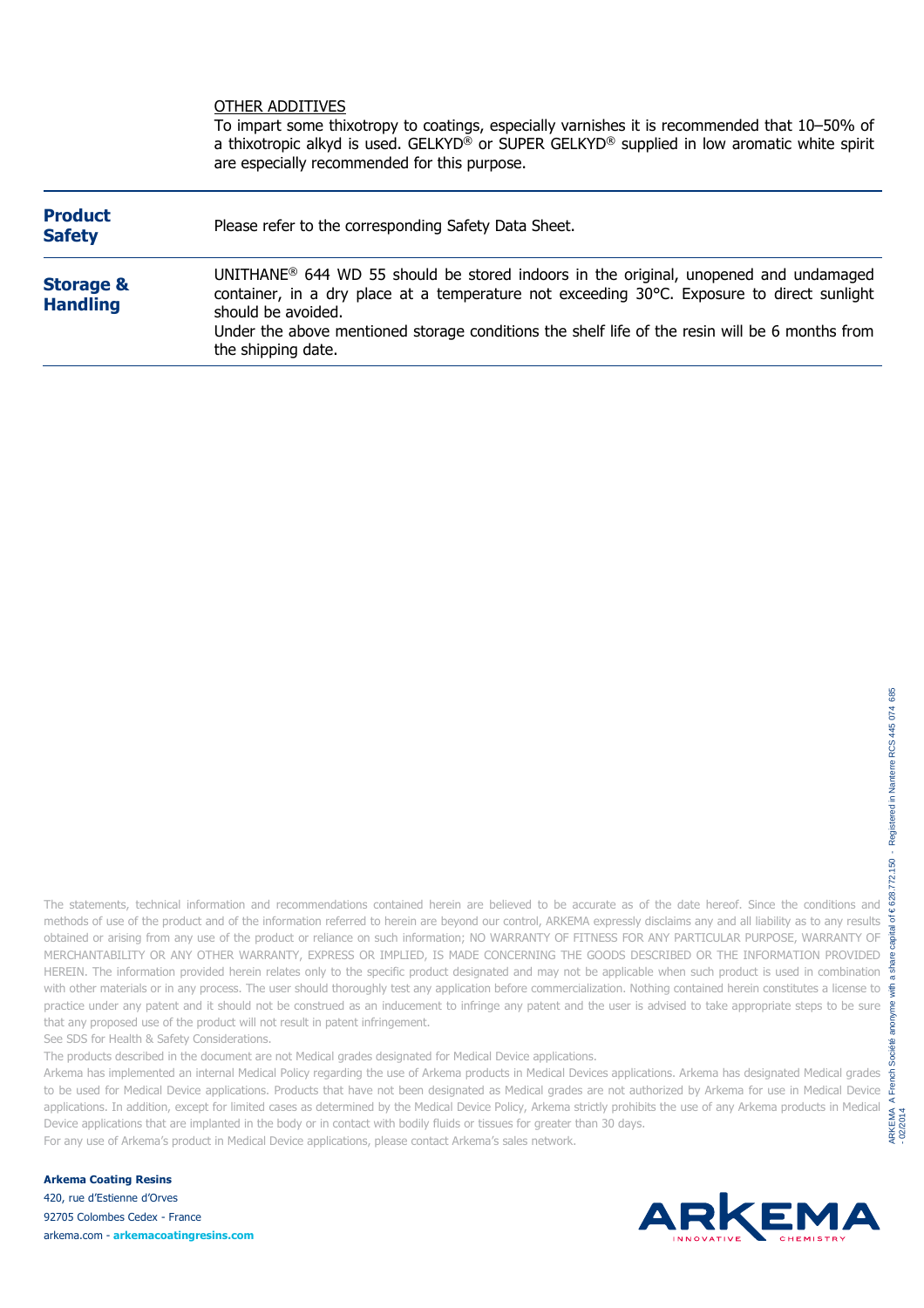OTHER ADDITIVES

To impart some thixotropy to coatings, especially varnishes it is recommended that 10–50% of a thixotropic alkyd is used. GELKYD® or SUPER GELKYD® supplied in low aromatic white spirit are especially recommended for this purpose.

| | |
|---|---|
| **Product Safety** | Please refer to the corresponding Safety Data Sheet. |
| **Storage & Handling** | UNITHANE® 644 WD 55 should be stored indoors in the original, unopened and undamaged container, in a dry place at a temperature not exceeding 30°C. Exposure to direct sunlight should be avoided.<br>Under the above mentioned storage conditions the shelf life of the resin will be 6 months from the shipping date. |

The statements, technical information and recommendations contained herein are believed to be accurate as of the date hereof. Since the conditions and methods of use of the product and of the information referred to herein are beyond our control, ARKEMA expressly disclaims any and all liability as to any results obtained or arising from any use of the product or reliance on such information; NO WARRANTY OF FITNESS FOR ANY PARTICULAR PURPOSE, WARRANTY OF MERCHANTABILITY OR ANY OTHER WARRANTY, EXPRESS OR IMPLIED, IS MADE CONCERNING THE GOODS DESCRIBED OR THE INFORMATION PROVIDED HEREIN. The information provided herein relates only to the specific product designated and may not be applicable when such product is used in combination with other materials or in any process. The user should thoroughly test any application before commercialization. Nothing contained herein constitutes a license to practice under any patent and it should not be construed as an inducement to infringe any patent and the user is advised to take appropriate steps to be sure that any proposed use of the product will not result in patent infringement.

See SDS for Health & Safety Considerations.

The products described in the document are not Medical grades designated for Medical Device applications.

Arkema has implemented an internal Medical Policy regarding the use of Arkema products in Medical Devices applications. Arkema has designated Medical grades to be used for Medical Device applications. Products that have not been designated as Medical grades are not authorized by Arkema for use in Medical Device applications. In addition, except for limited cases as determined by the Medical Device Policy, Arkema strictly prohibits the use of any Arkema products in Medical Device applications that are implanted in the body or in contact with bodily fluids or tissues for greater than 30 days.

For any use of Arkema's product in Medical Device applications, please contact Arkema's sales network.

**Arkema Coating Resins**
420, rue d'Estienne d'Orves
92705 Colombes Cedex - France
arkema.com - **arkemacoatingresins.com**

ARKEMA A French Société anonyme with a share capital of € 628.772.150 - Registered in Nanterre RCS 445 074 685 - 02/2014